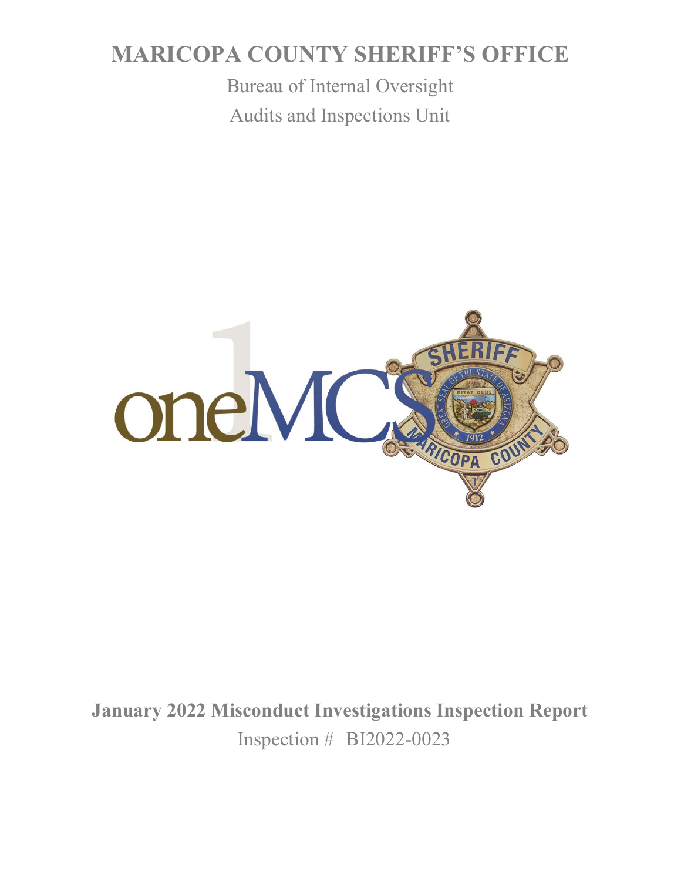# MARICOPA COUNTY SHERIFF'S OFFICE

Bureau of Internal Oversight

Audits and Inspections Unit

**January 2022 Misconduct Investigations Inspection Report**

Inspection # BI2022-0023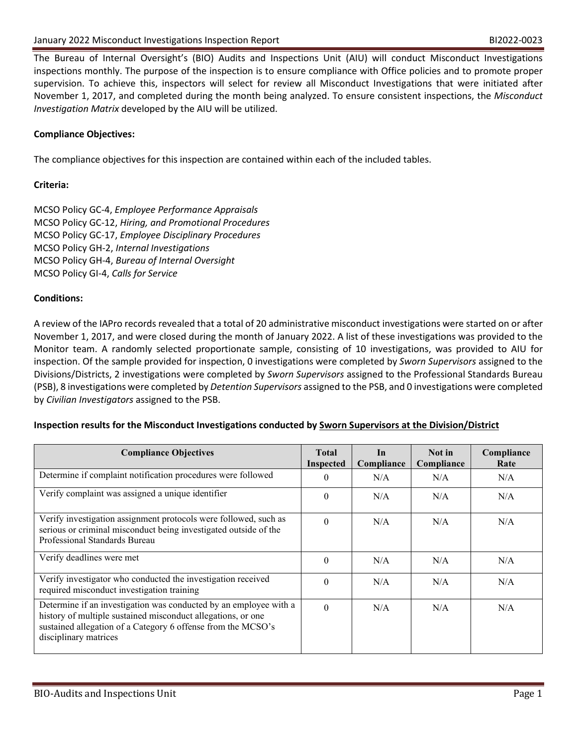The Bureau of Internal Oversight's (BIO) Audits and Inspections Unit (AIU) will conduct Misconduct Investigations inspections monthly. The purpose of the inspection is to ensure compliance with Office policies and to promote proper supervision. To achieve this, inspectors will select for review all Misconduct Investigations that were initiated after November 1, 2017, and completed during the month being analyzed. To ensure consistent inspections, the *Misconduct Investigation Matrix* developed by the AIU will be utilized.

**Compliance Objectives:**

The compliance objectives for this inspection are contained within each of the included tables.

**Criteria:**

MCSO Policy GC-4, *Employee Performance Appraisals*
MCSO Policy GC-12, *Hiring, and Promotional Procedures*
MCSO Policy GC-17, *Employee Disciplinary Procedures*
MCSO Policy GH-2, *Internal Investigations*
MCSO Policy GH-4, *Bureau of Internal Oversight*
MCSO Policy GI-4, *Calls for Service*

**Conditions:**

A review of the IAPro records revealed that a total of 20 administrative misconduct investigations were started on or after November 1, 2017, and were closed during the month of January 2022. A list of these investigations was provided to the Monitor team. A randomly selected proportionate sample, consisting of 10 investigations, was provided to AIU for inspection. Of the sample provided for inspection, 0 investigations were completed by *Sworn Supervisors* assigned to the Divisions/Districts, 2 investigations were completed by *Sworn Supervisors* assigned to the Professional Standards Bureau (PSB), 8 investigations were completed by *Detention Supervisors* assigned to the PSB, and 0 investigations were completed by *Civilian Investigators* assigned to the PSB.

**Inspection results for the Misconduct Investigations conducted by Sworn Supervisors at the Division/District**

| Compliance Objectives | Total Inspected | In Compliance | Not in Compliance | Compliance Rate |
|---|---|---|---|---|
| Determine if complaint notification procedures were followed | 0 | N/A | N/A | N/A |
| Verify complaint was assigned a unique identifier | 0 | N/A | N/A | N/A |
| Verify investigation assignment protocols were followed, such as serious or criminal misconduct being investigated outside of the Professional Standards Bureau | 0 | N/A | N/A | N/A |
| Verify deadlines were met | 0 | N/A | N/A | N/A |
| Verify investigator who conducted the investigation received required misconduct investigation training | 0 | N/A | N/A | N/A |
| Determine if an investigation was conducted by an employee with a history of multiple sustained misconduct allegations, or one sustained allegation of a Category 6 offense from the MCSO's disciplinary matrices | 0 | N/A | N/A | N/A |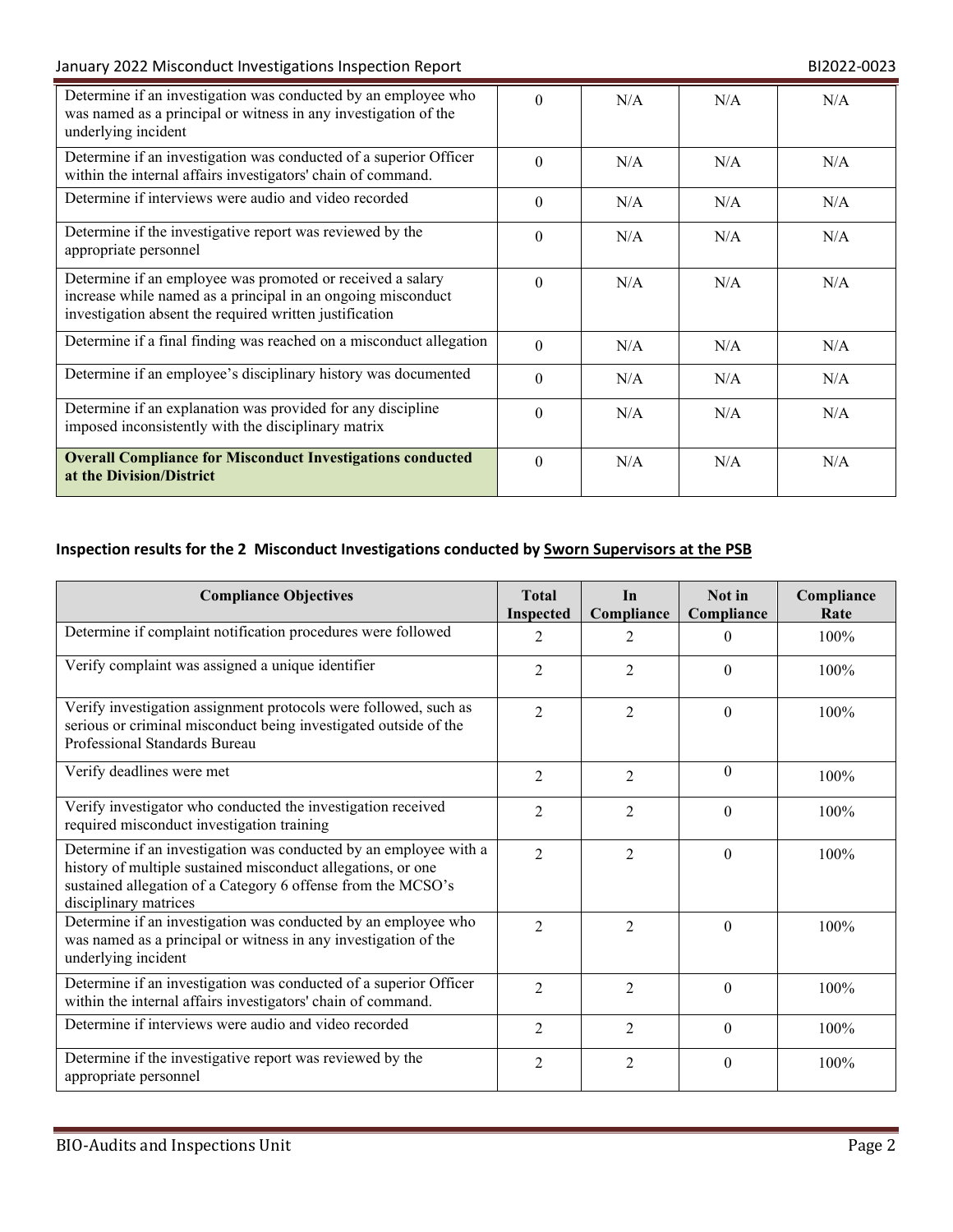| Compliance Objectives | Total Inspected | In Compliance | Not in Compliance | Compliance Rate |
|---|---|---|---|---|
| Determine if an investigation was conducted by an employee who was named as a principal or witness in any investigation of the underlying incident | 0 | N/A | N/A | N/A |
| Determine if an investigation was conducted of a superior Officer within the internal affairs investigators' chain of command. | 0 | N/A | N/A | N/A |
| Determine if interviews were audio and video recorded | 0 | N/A | N/A | N/A |
| Determine if the investigative report was reviewed by the appropriate personnel | 0 | N/A | N/A | N/A |
| Determine if an employee was promoted or received a salary increase while named as a principal in an ongoing misconduct investigation absent the required written justification | 0 | N/A | N/A | N/A |
| Determine if a final finding was reached on a misconduct allegation | 0 | N/A | N/A | N/A |
| Determine if an employee's disciplinary history was documented | 0 | N/A | N/A | N/A |
| Determine if an explanation was provided for any discipline imposed inconsistently with the disciplinary matrix | 0 | N/A | N/A | N/A |
| **Overall Compliance for Misconduct Investigations conducted at the Division/District** | 0 | N/A | N/A | N/A |

### Inspection results for the 2 Misconduct Investigations conducted by Sworn Supervisors at the PSB

| Compliance Objectives | Total Inspected | In Compliance | Not in Compliance | Compliance Rate |
|---|---|---|---|---|
| Determine if complaint notification procedures were followed | 2 | 2 | 0 | 100% |
| Verify complaint was assigned a unique identifier | 2 | 2 | 0 | 100% |
| Verify investigation assignment protocols were followed, such as serious or criminal misconduct being investigated outside of the Professional Standards Bureau | 2 | 2 | 0 | 100% |
| Verify deadlines were met | 2 | 2 | 0 | 100% |
| Verify investigator who conducted the investigation received required misconduct investigation training | 2 | 2 | 0 | 100% |
| Determine if an investigation was conducted by an employee with a history of multiple sustained misconduct allegations, or one sustained allegation of a Category 6 offense from the MCSO's disciplinary matrices | 2 | 2 | 0 | 100% |
| Determine if an investigation was conducted by an employee who was named as a principal or witness in any investigation of the underlying incident | 2 | 2 | 0 | 100% |
| Determine if an investigation was conducted of a superior Officer within the internal affairs investigators' chain of command. | 2 | 2 | 0 | 100% |
| Determine if interviews were audio and video recorded | 2 | 2 | 0 | 100% |
| Determine if the investigative report was reviewed by the appropriate personnel | 2 | 2 | 0 | 100% |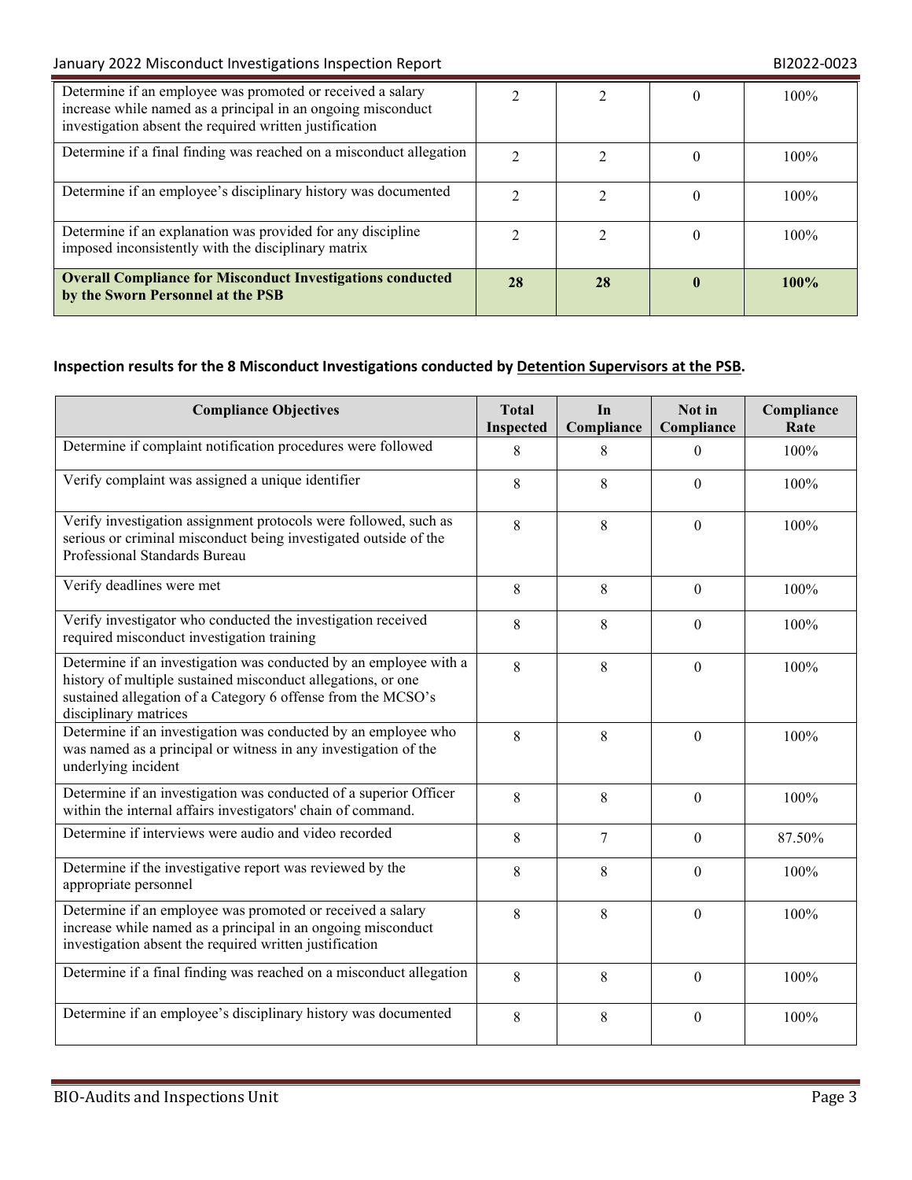| Determine if an employee was promoted or received a salary increase while named as a principal in an ongoing misconduct investigation absent the required written justification | 2 | 2 | 0 | 100% |
|---|---|---|---|---|
| Determine if a final finding was reached on a misconduct allegation | 2 | 2 | 0 | 100% |
| Determine if an employee's disciplinary history was documented | 2 | 2 | 0 | 100% |
| Determine if an explanation was provided for any discipline imposed inconsistently with the disciplinary matrix | 2 | 2 | 0 | 100% |
| **Overall Compliance for Misconduct Investigations conducted by the Sworn Personnel at the PSB** | **28** | **28** | **0** | **100%** |

**Inspection results for the 8 Misconduct Investigations conducted by Detention Supervisors at the PSB.**

| Compliance Objectives | Total Inspected | In Compliance | Not in Compliance | Compliance Rate |
|---|---|---|---|---|
| Determine if complaint notification procedures were followed | 8 | 8 | 0 | 100% |
| Verify complaint was assigned a unique identifier | 8 | 8 | 0 | 100% |
| Verify investigation assignment protocols were followed, such as serious or criminal misconduct being investigated outside of the Professional Standards Bureau | 8 | 8 | 0 | 100% |
| Verify deadlines were met | 8 | 8 | 0 | 100% |
| Verify investigator who conducted the investigation received required misconduct investigation training | 8 | 8 | 0 | 100% |
| Determine if an investigation was conducted by an employee with a history of multiple sustained misconduct allegations, or one sustained allegation of a Category 6 offense from the MCSO's disciplinary matrices | 8 | 8 | 0 | 100% |
| Determine if an investigation was conducted by an employee who was named as a principal or witness in any investigation of the underlying incident | 8 | 8 | 0 | 100% |
| Determine if an investigation was conducted of a superior Officer within the internal affairs investigators' chain of command. | 8 | 8 | 0 | 100% |
| Determine if interviews were audio and video recorded | 8 | 7 | 0 | 87.50% |
| Determine if the investigative report was reviewed by the appropriate personnel | 8 | 8 | 0 | 100% |
| Determine if an employee was promoted or received a salary increase while named as a principal in an ongoing misconduct investigation absent the required written justification | 8 | 8 | 0 | 100% |
| Determine if a final finding was reached on a misconduct allegation | 8 | 8 | 0 | 100% |
| Determine if an employee's disciplinary history was documented | 8 | 8 | 0 | 100% |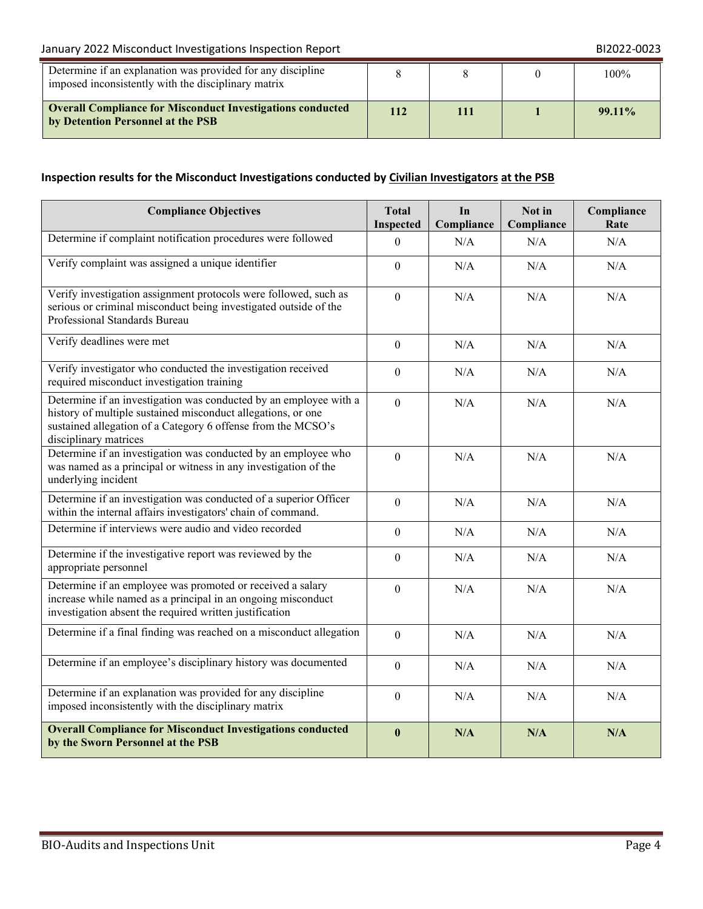| | | | | |
|---|---|---|---|---|
| Determine if an explanation was provided for any discipline imposed inconsistently with the disciplinary matrix | 8 | 8 | 0 | 100% |
| **Overall Compliance for Misconduct Investigations conducted by Detention Personnel at the PSB** | **112** | **111** | **1** | **99.11%** |

**Inspection results for the Misconduct Investigations conducted by <u>Civilian Investigators</u> <u>at the PSB</u>**

| Compliance Objectives | Total Inspected | In Compliance | Not in Compliance | Compliance Rate |
|---|---|---|---|---|
| Determine if complaint notification procedures were followed | 0 | N/A | N/A | N/A |
| Verify complaint was assigned a unique identifier | 0 | N/A | N/A | N/A |
| Verify investigation assignment protocols were followed, such as serious or criminal misconduct being investigated outside of the Professional Standards Bureau | 0 | N/A | N/A | N/A |
| Verify deadlines were met | 0 | N/A | N/A | N/A |
| Verify investigator who conducted the investigation received required misconduct investigation training | 0 | N/A | N/A | N/A |
| Determine if an investigation was conducted by an employee with a history of multiple sustained misconduct allegations, or one sustained allegation of a Category 6 offense from the MCSO's disciplinary matrices | 0 | N/A | N/A | N/A |
| Determine if an investigation was conducted by an employee who was named as a principal or witness in any investigation of the underlying incident | 0 | N/A | N/A | N/A |
| Determine if an investigation was conducted of a superior Officer within the internal affairs investigators' chain of command. | 0 | N/A | N/A | N/A |
| Determine if interviews were audio and video recorded | 0 | N/A | N/A | N/A |
| Determine if the investigative report was reviewed by the appropriate personnel | 0 | N/A | N/A | N/A |
| Determine if an employee was promoted or received a salary increase while named as a principal in an ongoing misconduct investigation absent the required written justification | 0 | N/A | N/A | N/A |
| Determine if a final finding was reached on a misconduct allegation | 0 | N/A | N/A | N/A |
| Determine if an employee's disciplinary history was documented | 0 | N/A | N/A | N/A |
| Determine if an explanation was provided for any discipline imposed inconsistently with the disciplinary matrix | 0 | N/A | N/A | N/A |
| **Overall Compliance for Misconduct Investigations conducted by the Sworn Personnel at the PSB** | **0** | **N/A** | **N/A** | **N/A** |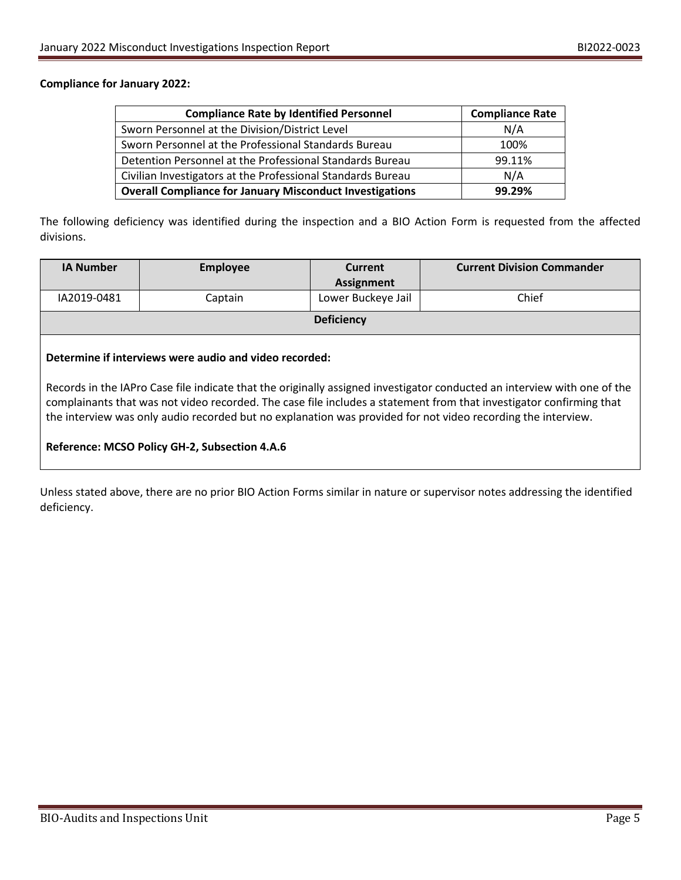**Compliance for January 2022:**

| Compliance Rate by Identified Personnel | Compliance Rate |
|---|---|
| Sworn Personnel at the Division/District Level | N/A |
| Sworn Personnel at the Professional Standards Bureau | 100% |
| Detention Personnel at the Professional Standards Bureau | 99.11% |
| Civilian Investigators at the Professional Standards Bureau | N/A |
| **Overall Compliance for January Misconduct Investigations** | **99.29%** |

The following deficiency was identified during the inspection and a BIO Action Form is requested from the affected divisions.

| IA Number | Employee | Current Assignment | Current Division Commander |
|---|---|---|---|
| IA2019-0481 | Captain | Lower Buckeye Jail | Chief |
| **Deficiency** | | | |
| **Determine if interviews were audio and video recorded:**<br><br>Records in the IAPro Case file indicate that the originally assigned investigator conducted an interview with one of the complainants that was not video recorded. The case file includes a statement from that investigator confirming that the interview was only audio recorded but no explanation was provided for not video recording the interview.<br><br>**Reference: MCSO Policy GH-2, Subsection 4.A.6** | | | |

Unless stated above, there are no prior BIO Action Forms similar in nature or supervisor notes addressing the identified deficiency.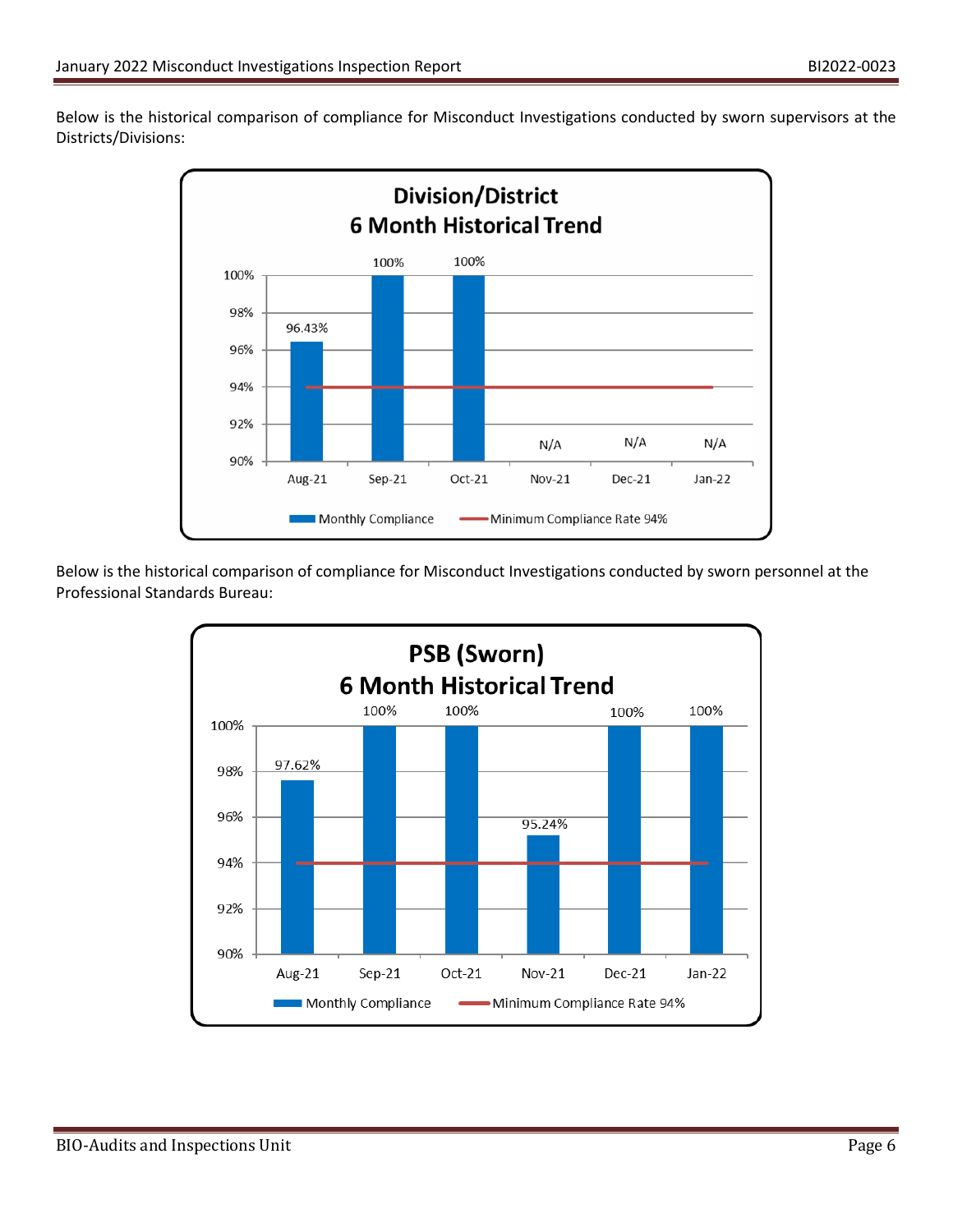Below is the historical comparison of compliance for Misconduct Investigations conducted by sworn supervisors at the Districts/Divisions:

**Division/District 6 Month Historical Trend**

| Month | Monthly Compliance | Minimum Compliance Rate |
|---|---|---|
| Aug-21 | 96.43% | 94% |
| Sep-21 | 100% | 94% |
| Oct-21 | 100% | 94% |
| Nov-21 | N/A | 94% |
| Dec-21 | N/A | 94% |
| Jan-22 | N/A | 94% |

Below is the historical comparison of compliance for Misconduct Investigations conducted by sworn personnel at the Professional Standards Bureau:

**PSB (Sworn) 6 Month Historical Trend**

| Month | Monthly Compliance | Minimum Compliance Rate |
|---|---|---|
| Aug-21 | 97.62% | 94% |
| Sep-21 | 100% | 94% |
| Oct-21 | 100% | 94% |
| Nov-21 | 95.24% | 94% |
| Dec-21 | 100% | 94% |
| Jan-22 | 100% | 94% |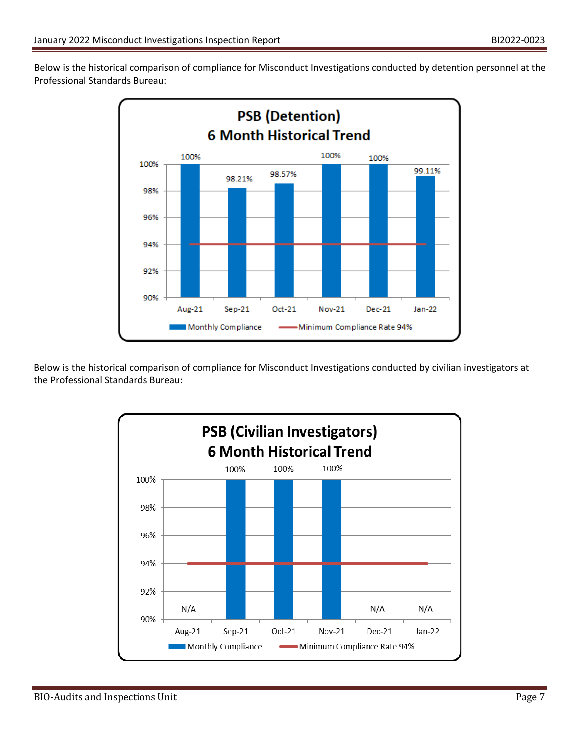Below is the historical comparison of compliance for Misconduct Investigations conducted by detention personnel at the Professional Standards Bureau:

**PSB (Detention)**
**6 Month Historical Trend**

| Month | Monthly Compliance | Minimum Compliance Rate 94% |
|---|---|---|
| Aug-21 | 100% | 94% |
| Sep-21 | 98.21% | 94% |
| Oct-21 | 98.57% | 94% |
| Nov-21 | 100% | 94% |
| Dec-21 | 100% | 94% |
| Jan-22 | 99.11% | 94% |

Below is the historical comparison of compliance for Misconduct Investigations conducted by civilian investigators at the Professional Standards Bureau:

**PSB (Civilian Investigators)**
**6 Month Historical Trend**

| Month | Monthly Compliance | Minimum Compliance Rate 94% |
|---|---|---|
| Aug-21 | N/A | 94% |
| Sep-21 | 100% | 94% |
| Oct-21 | 100% | 94% |
| Nov-21 | 100% | 94% |
| Dec-21 | N/A | 94% |
| Jan-22 | N/A | 94% |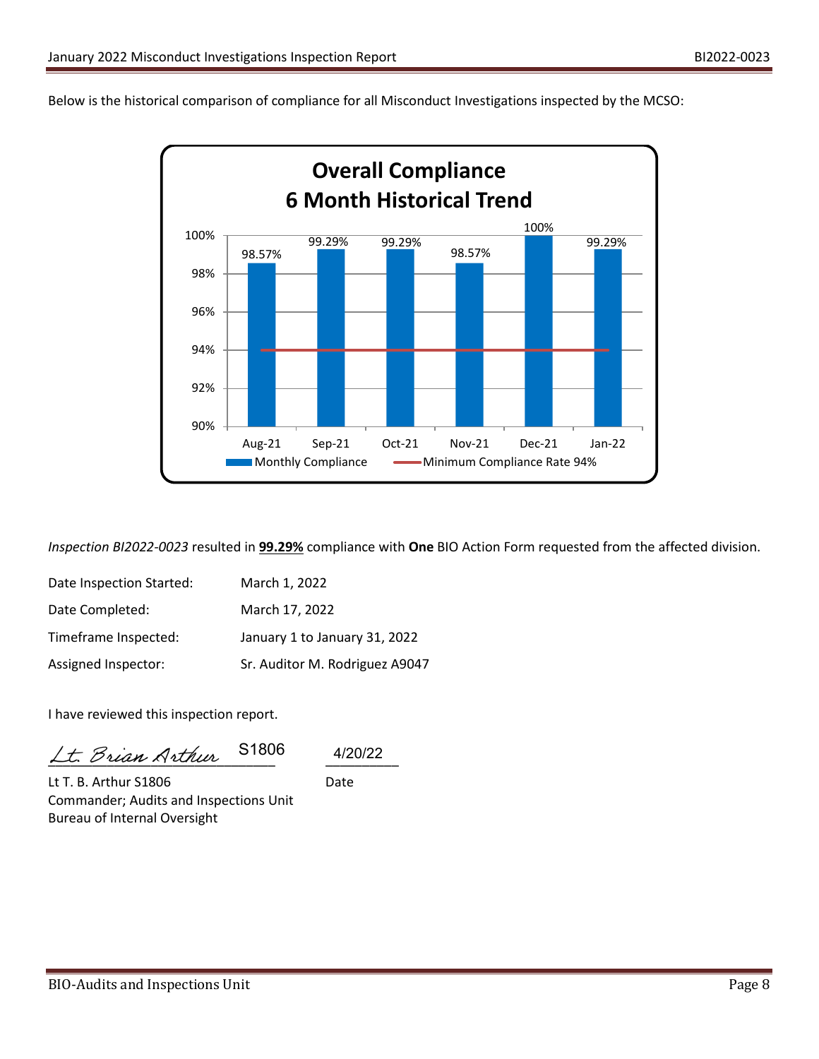Below is the historical comparison of compliance for all Misconduct Investigations inspected by the MCSO:

Overall Compliance
6 Month Historical Trend

100%
98%
96%
94%
92%
90%

98.57%
99.29%
99.29%
98.57%
100%
99.29%

Aug-21
Sep-21
Oct-21
Nov-21
Dec-21
Jan-22

Monthly Compliance
Minimum Compliance Rate 94%

*Inspection BI2022-0023* resulted in **99.29%** compliance with **One** BIO Action Form requested from the affected division.

| | |
|---|---|
| Date Inspection Started: | March 1, 2022 |
| Date Completed: | March 17, 2022 |
| Timeframe Inspected: | January 1 to January 31, 2022 |
| Assigned Inspector: | Sr. Auditor M. Rodriguez A9047 |

I have reviewed this inspection report.

Lt. Brian Arthur S1806 4/20/22

Lt T. B. Arthur S1806 Date
Commander; Audits and Inspections Unit
Bureau of Internal Oversight